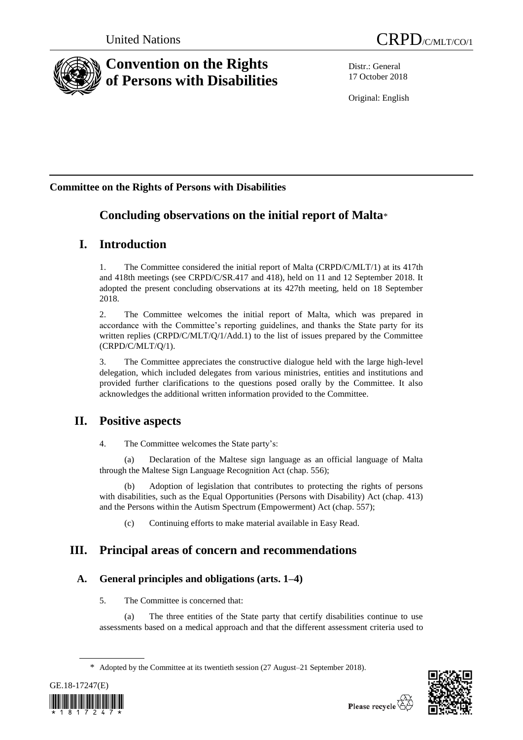United Nations

CRPD/C/MLT/CO/1

# Convention on the Rights of Persons with Disabilities

Distr.: General
17 October 2018

Original: English

**Committee on the Rights of Persons with Disabilities**

## Concluding observations on the initial report of Malta*

## I. Introduction

1. The Committee considered the initial report of Malta (CRPD/C/MLT/1) at its 417th and 418th meetings (see CRPD/C/SR.417 and 418), held on 11 and 12 September 2018. It adopted the present concluding observations at its 427th meeting, held on 18 September 2018.

2. The Committee welcomes the initial report of Malta, which was prepared in accordance with the Committee's reporting guidelines, and thanks the State party for its written replies (CRPD/C/MLT/Q/1/Add.1) to the list of issues prepared by the Committee (CRPD/C/MLT/Q/1).

3. The Committee appreciates the constructive dialogue held with the large high-level delegation, which included delegates from various ministries, entities and institutions and provided further clarifications to the questions posed orally by the Committee. It also acknowledges the additional written information provided to the Committee.

## II. Positive aspects

4. The Committee welcomes the State party's:

(a) Declaration of the Maltese sign language as an official language of Malta through the Maltese Sign Language Recognition Act (chap. 556);

(b) Adoption of legislation that contributes to protecting the rights of persons with disabilities, such as the Equal Opportunities (Persons with Disability) Act (chap. 413) and the Persons within the Autism Spectrum (Empowerment) Act (chap. 557);

(c) Continuing efforts to make material available in Easy Read.

## III. Principal areas of concern and recommendations

### A. General principles and obligations (arts. 1–4)

5. The Committee is concerned that:

(a) The three entities of the State party that certify disabilities continue to use assessments based on a medical approach and that the different assessment criteria used to

\* Adopted by the Committee at its twentieth session (27 August–21 September 2018).

GE.18-17247(E)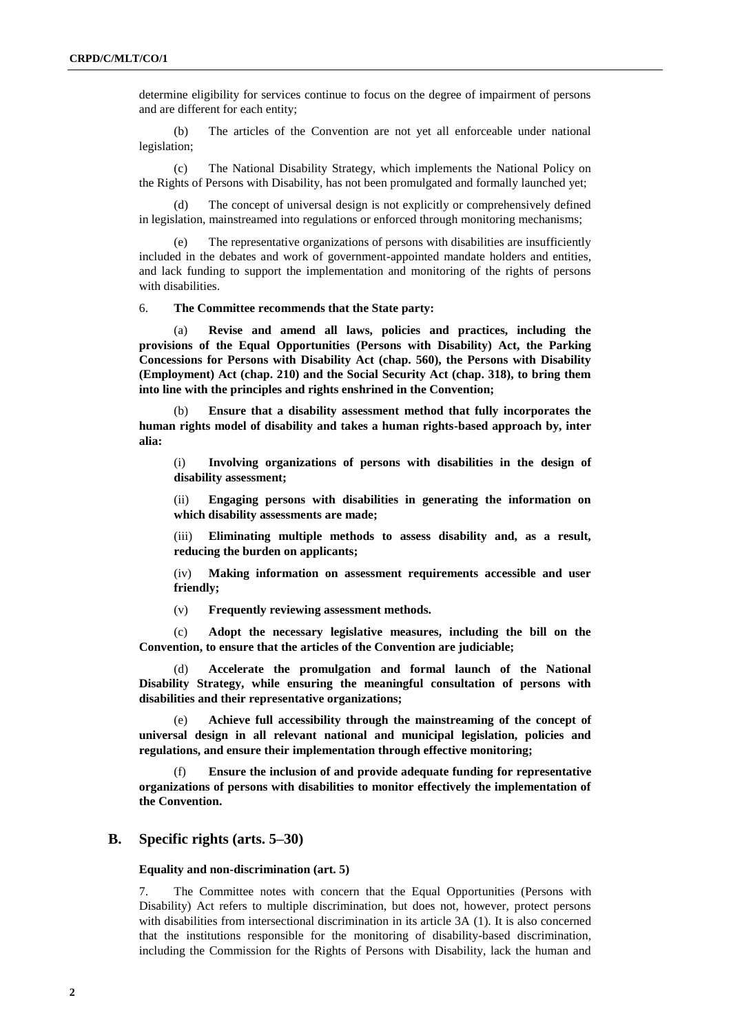determine eligibility for services continue to focus on the degree of impairment of persons and are different for each entity;

(b) The articles of the Convention are not yet all enforceable under national legislation;

(c) The National Disability Strategy, which implements the National Policy on the Rights of Persons with Disability, has not been promulgated and formally launched yet;

(d) The concept of universal design is not explicitly or comprehensively defined in legislation, mainstreamed into regulations or enforced through monitoring mechanisms;

(e) The representative organizations of persons with disabilities are insufficiently included in the debates and work of government-appointed mandate holders and entities, and lack funding to support the implementation and monitoring of the rights of persons with disabilities.

6. **The Committee recommends that the State party:**

(a) **Revise and amend all laws, policies and practices, including the provisions of the Equal Opportunities (Persons with Disability) Act, the Parking Concessions for Persons with Disability Act (chap. 560), the Persons with Disability (Employment) Act (chap. 210) and the Social Security Act (chap. 318), to bring them into line with the principles and rights enshrined in the Convention;**

(b) **Ensure that a disability assessment method that fully incorporates the human rights model of disability and takes a human rights-based approach by, inter alia:**

(i) **Involving organizations of persons with disabilities in the design of disability assessment;**

(ii) **Engaging persons with disabilities in generating the information on which disability assessments are made;**

(iii) **Eliminating multiple methods to assess disability and, as a result, reducing the burden on applicants;**

(iv) **Making information on assessment requirements accessible and user friendly;**

(v) **Frequently reviewing assessment methods.**

(c) **Adopt the necessary legislative measures, including the bill on the Convention, to ensure that the articles of the Convention are judiciable;**

(d) **Accelerate the promulgation and formal launch of the National Disability Strategy, while ensuring the meaningful consultation of persons with disabilities and their representative organizations;**

(e) **Achieve full accessibility through the mainstreaming of the concept of universal design in all relevant national and municipal legislation, policies and regulations, and ensure their implementation through effective monitoring;**

(f) **Ensure the inclusion of and provide adequate funding for representative organizations of persons with disabilities to monitor effectively the implementation of the Convention.**

## B. Specific rights (arts. 5–30)

### Equality and non-discrimination (art. 5)

7. The Committee notes with concern that the Equal Opportunities (Persons with Disability) Act refers to multiple discrimination, but does not, however, protect persons with disabilities from intersectional discrimination in its article 3A (1). It is also concerned that the institutions responsible for the monitoring of disability-based discrimination, including the Commission for the Rights of Persons with Disability, lack the human and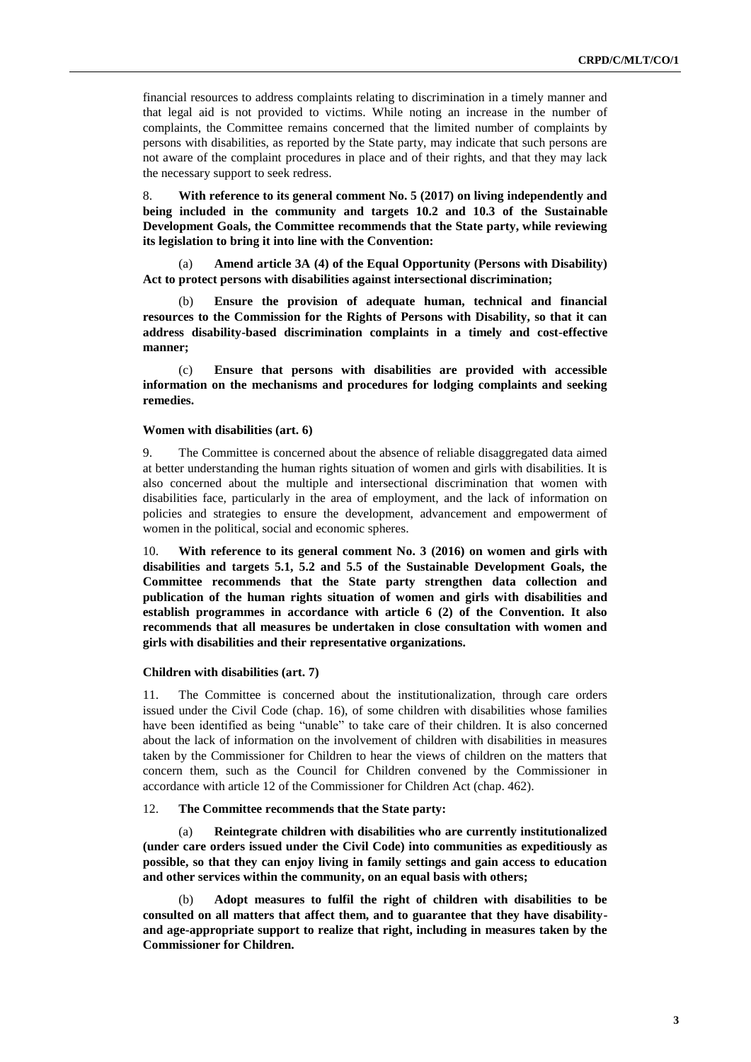financial resources to address complaints relating to discrimination in a timely manner and that legal aid is not provided to victims. While noting an increase in the number of complaints, the Committee remains concerned that the limited number of complaints by persons with disabilities, as reported by the State party, may indicate that such persons are not aware of the complaint procedures in place and of their rights, and that they may lack the necessary support to seek redress.

8. **With reference to its general comment No. 5 (2017) on living independently and being included in the community and targets 10.2 and 10.3 of the Sustainable Development Goals, the Committee recommends that the State party, while reviewing its legislation to bring it into line with the Convention:**

(a) **Amend article 3A (4) of the Equal Opportunity (Persons with Disability) Act to protect persons with disabilities against intersectional discrimination;**

(b) **Ensure the provision of adequate human, technical and financial resources to the Commission for the Rights of Persons with Disability, so that it can address disability-based discrimination complaints in a timely and cost-effective manner;**

(c) **Ensure that persons with disabilities are provided with accessible information on the mechanisms and procedures for lodging complaints and seeking remedies.**

#### Women with disabilities (art. 6)

9. The Committee is concerned about the absence of reliable disaggregated data aimed at better understanding the human rights situation of women and girls with disabilities. It is also concerned about the multiple and intersectional discrimination that women with disabilities face, particularly in the area of employment, and the lack of information on policies and strategies to ensure the development, advancement and empowerment of women in the political, social and economic spheres.

10. **With reference to its general comment No. 3 (2016) on women and girls with disabilities and targets 5.1, 5.2 and 5.5 of the Sustainable Development Goals, the Committee recommends that the State party strengthen data collection and publication of the human rights situation of women and girls with disabilities and establish programmes in accordance with article 6 (2) of the Convention. It also recommends that all measures be undertaken in close consultation with women and girls with disabilities and their representative organizations.**

#### Children with disabilities (art. 7)

11. The Committee is concerned about the institutionalization, through care orders issued under the Civil Code (chap. 16), of some children with disabilities whose families have been identified as being "unable" to take care of their children. It is also concerned about the lack of information on the involvement of children with disabilities in measures taken by the Commissioner for Children to hear the views of children on the matters that concern them, such as the Council for Children convened by the Commissioner in accordance with article 12 of the Commissioner for Children Act (chap. 462).

12. **The Committee recommends that the State party:**

(a) **Reintegrate children with disabilities who are currently institutionalized (under care orders issued under the Civil Code) into communities as expeditiously as possible, so that they can enjoy living in family settings and gain access to education and other services within the community, on an equal basis with others;**

(b) **Adopt measures to fulfil the right of children with disabilities to be consulted on all matters that affect them, and to guarantee that they have disability- and age-appropriate support to realize that right, including in measures taken by the Commissioner for Children.**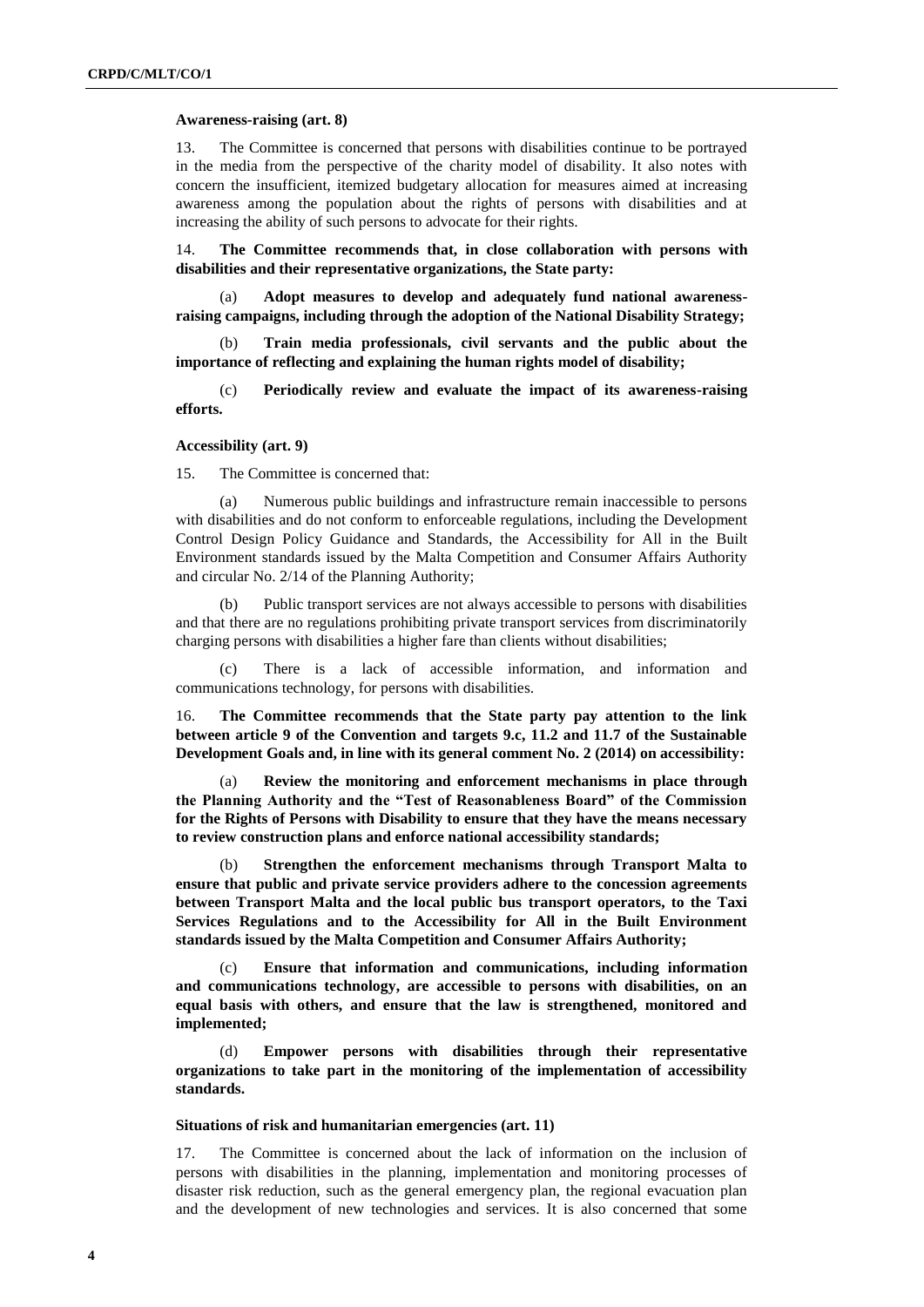**Awareness-raising (art. 8)**

13. The Committee is concerned that persons with disabilities continue to be portrayed in the media from the perspective of the charity model of disability. It also notes with concern the insufficient, itemized budgetary allocation for measures aimed at increasing awareness among the population about the rights of persons with disabilities and at increasing the ability of such persons to advocate for their rights.

14. **The Committee recommends that, in close collaboration with persons with disabilities and their representative organizations, the State party:**

(a) **Adopt measures to develop and adequately fund national awareness-raising campaigns, including through the adoption of the National Disability Strategy;**

(b) **Train media professionals, civil servants and the public about the importance of reflecting and explaining the human rights model of disability;**

(c) **Periodically review and evaluate the impact of its awareness-raising efforts.**

**Accessibility (art. 9)**

15. The Committee is concerned that:

(a) Numerous public buildings and infrastructure remain inaccessible to persons with disabilities and do not conform to enforceable regulations, including the Development Control Design Policy Guidance and Standards, the Accessibility for All in the Built Environment standards issued by the Malta Competition and Consumer Affairs Authority and circular No. 2/14 of the Planning Authority;

(b) Public transport services are not always accessible to persons with disabilities and that there are no regulations prohibiting private transport services from discriminatorily charging persons with disabilities a higher fare than clients without disabilities;

(c) There is a lack of accessible information, and information and communications technology, for persons with disabilities.

16. **The Committee recommends that the State party pay attention to the link between article 9 of the Convention and targets 9.c, 11.2 and 11.7 of the Sustainable Development Goals and, in line with its general comment No. 2 (2014) on accessibility:**

(a) **Review the monitoring and enforcement mechanisms in place through the Planning Authority and the "Test of Reasonableness Board" of the Commission for the Rights of Persons with Disability to ensure that they have the means necessary to review construction plans and enforce national accessibility standards;**

(b) **Strengthen the enforcement mechanisms through Transport Malta to ensure that public and private service providers adhere to the concession agreements between Transport Malta and the local public bus transport operators, to the Taxi Services Regulations and to the Accessibility for All in the Built Environment standards issued by the Malta Competition and Consumer Affairs Authority;**

(c) **Ensure that information and communications, including information and communications technology, are accessible to persons with disabilities, on an equal basis with others, and ensure that the law is strengthened, monitored and implemented;**

(d) **Empower persons with disabilities through their representative organizations to take part in the monitoring of the implementation of accessibility standards.**

**Situations of risk and humanitarian emergencies (art. 11)**

17. The Committee is concerned about the lack of information on the inclusion of persons with disabilities in the planning, implementation and monitoring processes of disaster risk reduction, such as the general emergency plan, the regional evacuation plan and the development of new technologies and services. It is also concerned that some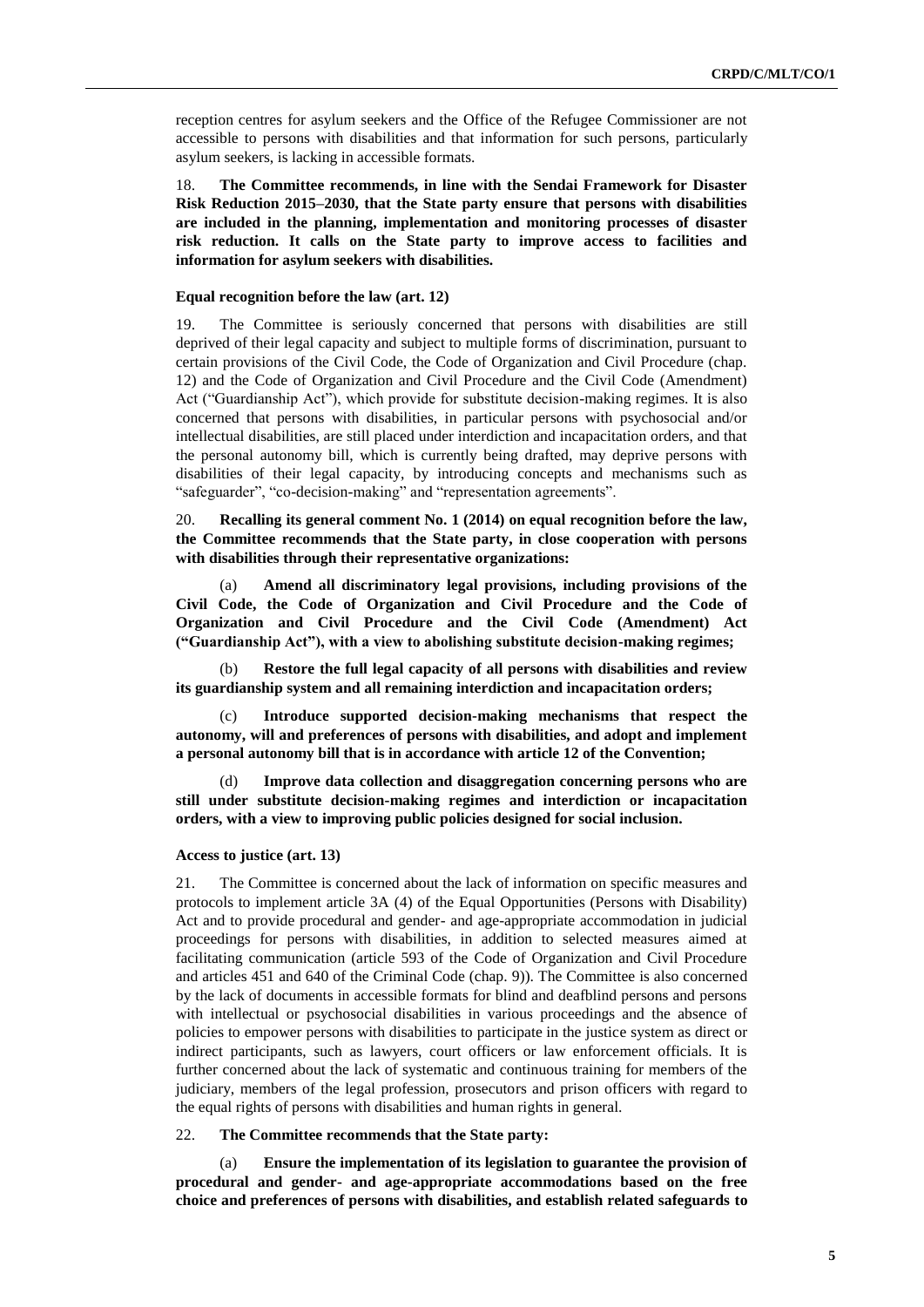reception centres for asylum seekers and the Office of the Refugee Commissioner are not accessible to persons with disabilities and that information for such persons, particularly asylum seekers, is lacking in accessible formats.

18. **The Committee recommends, in line with the Sendai Framework for Disaster Risk Reduction 2015–2030, that the State party ensure that persons with disabilities are included in the planning, implementation and monitoring processes of disaster risk reduction. It calls on the State party to improve access to facilities and information for asylum seekers with disabilities.**

### Equal recognition before the law (art. 12)

19. The Committee is seriously concerned that persons with disabilities are still deprived of their legal capacity and subject to multiple forms of discrimination, pursuant to certain provisions of the Civil Code, the Code of Organization and Civil Procedure (chap. 12) and the Code of Organization and Civil Procedure and the Civil Code (Amendment) Act ("Guardianship Act"), which provide for substitute decision-making regimes. It is also concerned that persons with disabilities, in particular persons with psychosocial and/or intellectual disabilities, are still placed under interdiction and incapacitation orders, and that the personal autonomy bill, which is currently being drafted, may deprive persons with disabilities of their legal capacity, by introducing concepts and mechanisms such as "safeguarder", "co-decision-making" and "representation agreements".

20. **Recalling its general comment No. 1 (2014) on equal recognition before the law, the Committee recommends that the State party, in close cooperation with persons with disabilities through their representative organizations:**

(a) **Amend all discriminatory legal provisions, including provisions of the Civil Code, the Code of Organization and Civil Procedure and the Code of Organization and Civil Procedure and the Civil Code (Amendment) Act ("Guardianship Act"), with a view to abolishing substitute decision-making regimes;**

(b) **Restore the full legal capacity of all persons with disabilities and review its guardianship system and all remaining interdiction and incapacitation orders;**

(c) **Introduce supported decision-making mechanisms that respect the autonomy, will and preferences of persons with disabilities, and adopt and implement a personal autonomy bill that is in accordance with article 12 of the Convention;**

(d) **Improve data collection and disaggregation concerning persons who are still under substitute decision-making regimes and interdiction or incapacitation orders, with a view to improving public policies designed for social inclusion.**

### Access to justice (art. 13)

21. The Committee is concerned about the lack of information on specific measures and protocols to implement article 3A (4) of the Equal Opportunities (Persons with Disability) Act and to provide procedural and gender- and age-appropriate accommodation in judicial proceedings for persons with disabilities, in addition to selected measures aimed at facilitating communication (article 593 of the Code of Organization and Civil Procedure and articles 451 and 640 of the Criminal Code (chap. 9)). The Committee is also concerned by the lack of documents in accessible formats for blind and deafblind persons and persons with intellectual or psychosocial disabilities in various proceedings and the absence of policies to empower persons with disabilities to participate in the justice system as direct or indirect participants, such as lawyers, court officers or law enforcement officials. It is further concerned about the lack of systematic and continuous training for members of the judiciary, members of the legal profession, prosecutors and prison officers with regard to the equal rights of persons with disabilities and human rights in general.

22. **The Committee recommends that the State party:**

(a) **Ensure the implementation of its legislation to guarantee the provision of procedural and gender- and age-appropriate accommodations based on the free choice and preferences of persons with disabilities, and establish related safeguards to**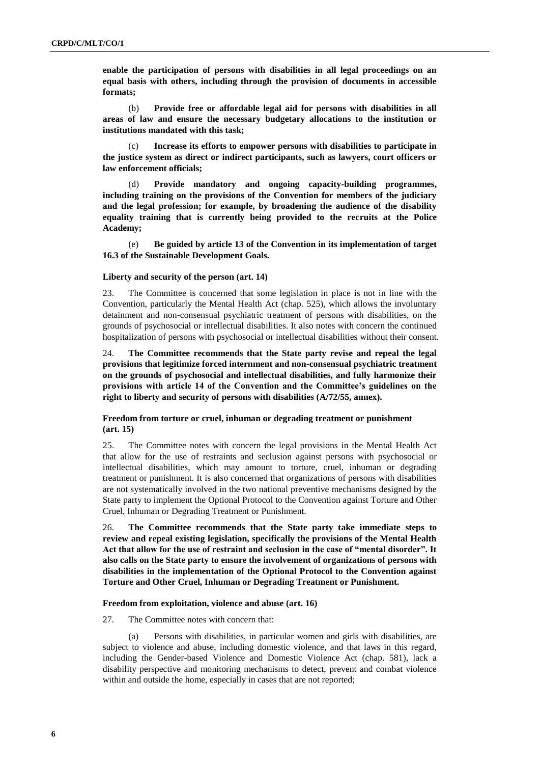**enable the participation of persons with disabilities in all legal proceedings on an equal basis with others, including through the provision of documents in accessible formats;**

(b) **Provide free or affordable legal aid for persons with disabilities in all areas of law and ensure the necessary budgetary allocations to the institution or institutions mandated with this task;**

(c) **Increase its efforts to empower persons with disabilities to participate in the justice system as direct or indirect participants, such as lawyers, court officers or law enforcement officials;**

(d) **Provide mandatory and ongoing capacity-building programmes, including training on the provisions of the Convention for members of the judiciary and the legal profession; for example, by broadening the audience of the disability equality training that is currently being provided to the recruits at the Police Academy;**

(e) **Be guided by article 13 of the Convention in its implementation of target 16.3 of the Sustainable Development Goals.**

#### Liberty and security of the person (art. 14)

23. The Committee is concerned that some legislation in place is not in line with the Convention, particularly the Mental Health Act (chap. 525), which allows the involuntary detainment and non-consensual psychiatric treatment of persons with disabilities, on the grounds of psychosocial or intellectual disabilities. It also notes with concern the continued hospitalization of persons with psychosocial or intellectual disabilities without their consent.

24. **The Committee recommends that the State party revise and repeal the legal provisions that legitimize forced internment and non-consensual psychiatric treatment on the grounds of psychosocial and intellectual disabilities, and fully harmonize their provisions with article 14 of the Convention and the Committee's guidelines on the right to liberty and security of persons with disabilities (A/72/55, annex).**

#### Freedom from torture or cruel, inhuman or degrading treatment or punishment (art. 15)

25. The Committee notes with concern the legal provisions in the Mental Health Act that allow for the use of restraints and seclusion against persons with psychosocial or intellectual disabilities, which may amount to torture, cruel, inhuman or degrading treatment or punishment. It is also concerned that organizations of persons with disabilities are not systematically involved in the two national preventive mechanisms designed by the State party to implement the Optional Protocol to the Convention against Torture and Other Cruel, Inhuman or Degrading Treatment or Punishment.

26. **The Committee recommends that the State party take immediate steps to review and repeal existing legislation, specifically the provisions of the Mental Health Act that allow for the use of restraint and seclusion in the case of "mental disorder". It also calls on the State party to ensure the involvement of organizations of persons with disabilities in the implementation of the Optional Protocol to the Convention against Torture and Other Cruel, Inhuman or Degrading Treatment or Punishment.**

#### Freedom from exploitation, violence and abuse (art. 16)

27. The Committee notes with concern that:

(a) Persons with disabilities, in particular women and girls with disabilities, are subject to violence and abuse, including domestic violence, and that laws in this regard, including the Gender-based Violence and Domestic Violence Act (chap. 581), lack a disability perspective and monitoring mechanisms to detect, prevent and combat violence within and outside the home, especially in cases that are not reported;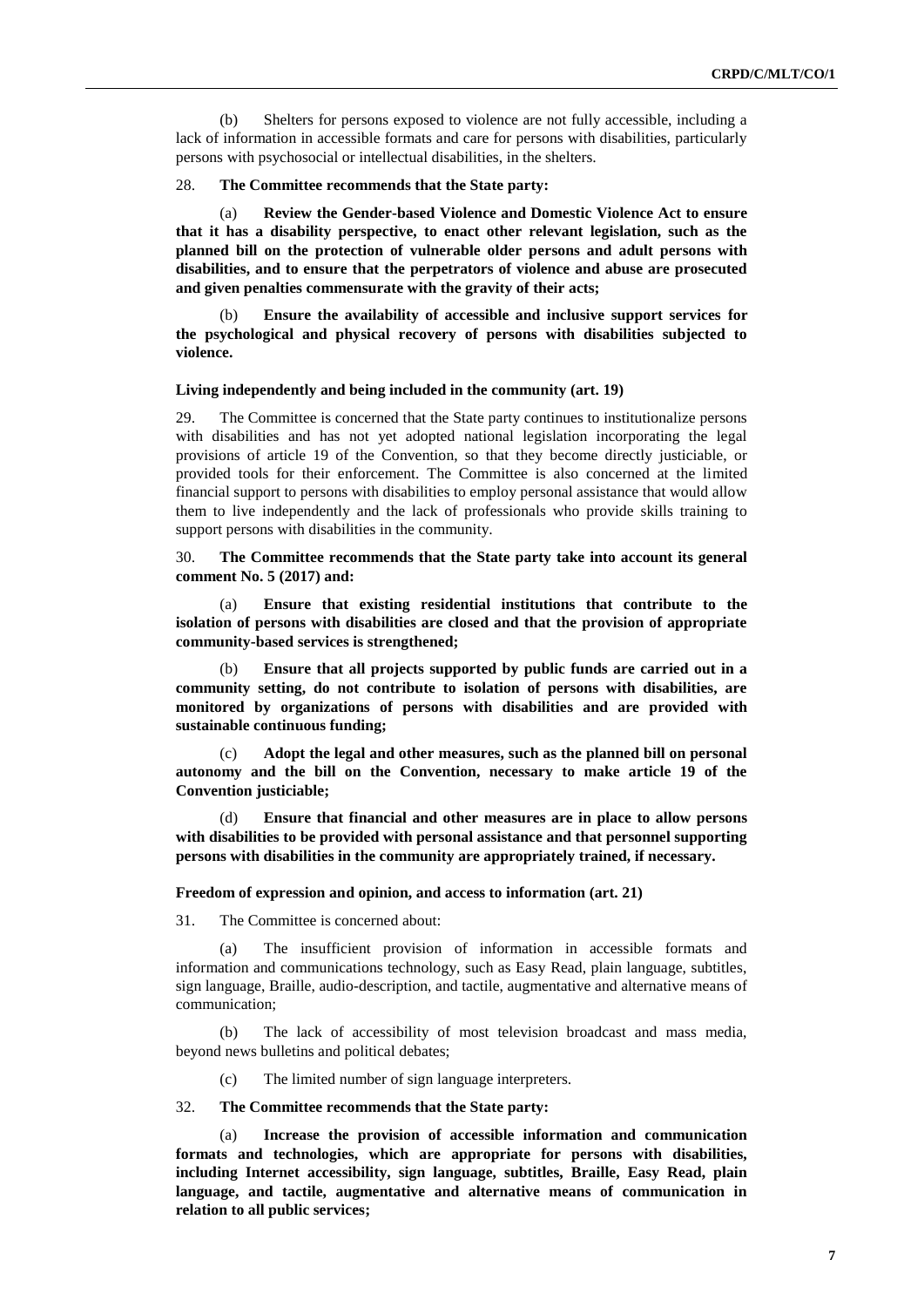(b) Shelters for persons exposed to violence are not fully accessible, including a lack of information in accessible formats and care for persons with disabilities, particularly persons with psychosocial or intellectual disabilities, in the shelters.

28. **The Committee recommends that the State party:**

(a) **Review the Gender-based Violence and Domestic Violence Act to ensure that it has a disability perspective, to enact other relevant legislation, such as the planned bill on the protection of vulnerable older persons and adult persons with disabilities, and to ensure that the perpetrators of violence and abuse are prosecuted and given penalties commensurate with the gravity of their acts;**

(b) **Ensure the availability of accessible and inclusive support services for the psychological and physical recovery of persons with disabilities subjected to violence.**

### Living independently and being included in the community (art. 19)

29. The Committee is concerned that the State party continues to institutionalize persons with disabilities and has not yet adopted national legislation incorporating the legal provisions of article 19 of the Convention, so that they become directly justiciable, or provided tools for their enforcement. The Committee is also concerned at the limited financial support to persons with disabilities to employ personal assistance that would allow them to live independently and the lack of professionals who provide skills training to support persons with disabilities in the community.

30. **The Committee recommends that the State party take into account its general comment No. 5 (2017) and:**

(a) **Ensure that existing residential institutions that contribute to the isolation of persons with disabilities are closed and that the provision of appropriate community-based services is strengthened;**

(b) **Ensure that all projects supported by public funds are carried out in a community setting, do not contribute to isolation of persons with disabilities, are monitored by organizations of persons with disabilities and are provided with sustainable continuous funding;**

(c) **Adopt the legal and other measures, such as the planned bill on personal autonomy and the bill on the Convention, necessary to make article 19 of the Convention justiciable;**

(d) **Ensure that financial and other measures are in place to allow persons with disabilities to be provided with personal assistance and that personnel supporting persons with disabilities in the community are appropriately trained, if necessary.**

### Freedom of expression and opinion, and access to information (art. 21)

31. The Committee is concerned about:

(a) The insufficient provision of information in accessible formats and information and communications technology, such as Easy Read, plain language, subtitles, sign language, Braille, audio-description, and tactile, augmentative and alternative means of communication;

(b) The lack of accessibility of most television broadcast and mass media, beyond news bulletins and political debates;

(c) The limited number of sign language interpreters.

32. **The Committee recommends that the State party:**

(a) **Increase the provision of accessible information and communication formats and technologies, which are appropriate for persons with disabilities, including Internet accessibility, sign language, subtitles, Braille, Easy Read, plain language, and tactile, augmentative and alternative means of communication in relation to all public services;**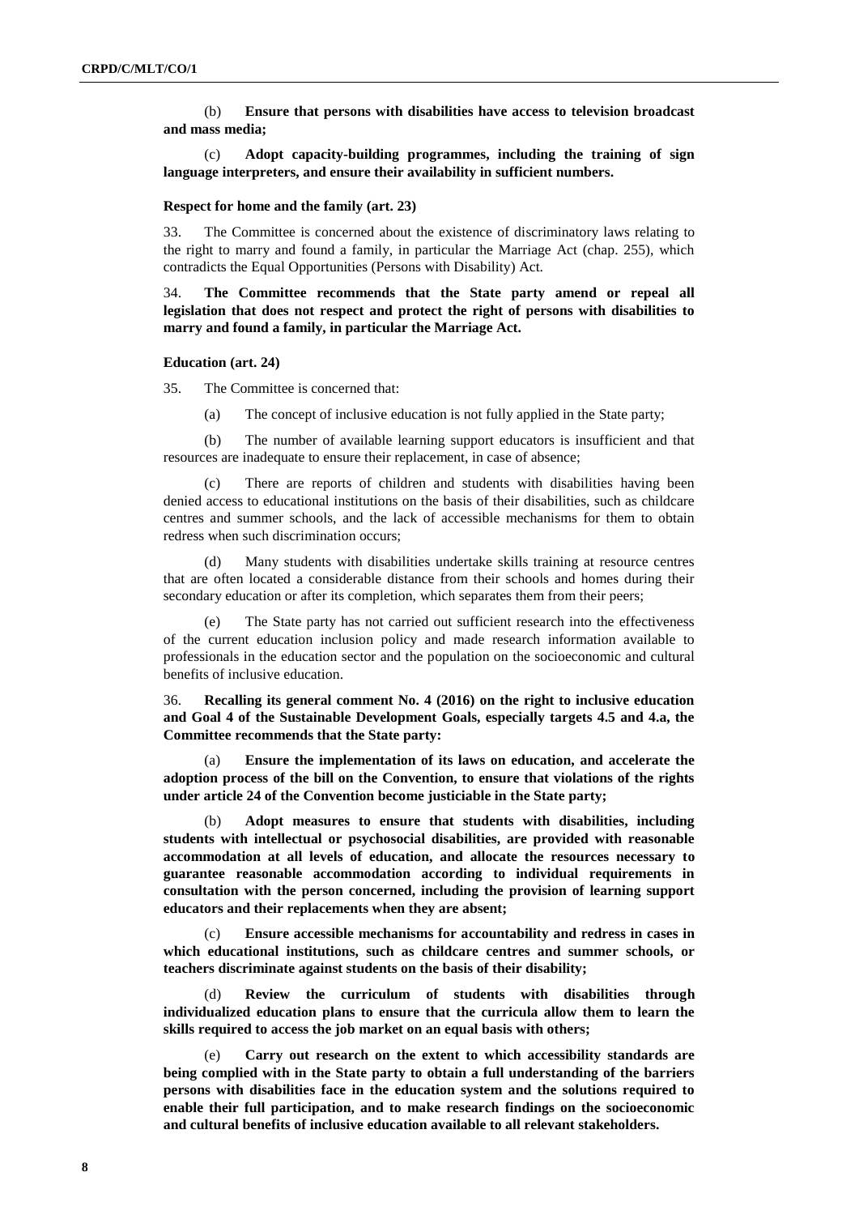(b) **Ensure that persons with disabilities have access to television broadcast and mass media;**

(c) **Adopt capacity-building programmes, including the training of sign language interpreters, and ensure their availability in sufficient numbers.**

### Respect for home and the family (art. 23)

33. The Committee is concerned about the existence of discriminatory laws relating to the right to marry and found a family, in particular the Marriage Act (chap. 255), which contradicts the Equal Opportunities (Persons with Disability) Act.

34. **The Committee recommends that the State party amend or repeal all legislation that does not respect and protect the right of persons with disabilities to marry and found a family, in particular the Marriage Act.**

### Education (art. 24)

35. The Committee is concerned that:

(a) The concept of inclusive education is not fully applied in the State party;

(b) The number of available learning support educators is insufficient and that resources are inadequate to ensure their replacement, in case of absence;

(c) There are reports of children and students with disabilities having been denied access to educational institutions on the basis of their disabilities, such as childcare centres and summer schools, and the lack of accessible mechanisms for them to obtain redress when such discrimination occurs;

(d) Many students with disabilities undertake skills training at resource centres that are often located a considerable distance from their schools and homes during their secondary education or after its completion, which separates them from their peers;

(e) The State party has not carried out sufficient research into the effectiveness of the current education inclusion policy and made research information available to professionals in the education sector and the population on the socioeconomic and cultural benefits of inclusive education.

36. **Recalling its general comment No. 4 (2016) on the right to inclusive education and Goal 4 of the Sustainable Development Goals, especially targets 4.5 and 4.a, the Committee recommends that the State party:**

(a) **Ensure the implementation of its laws on education, and accelerate the adoption process of the bill on the Convention, to ensure that violations of the rights under article 24 of the Convention become justiciable in the State party;**

(b) **Adopt measures to ensure that students with disabilities, including students with intellectual or psychosocial disabilities, are provided with reasonable accommodation at all levels of education, and allocate the resources necessary to guarantee reasonable accommodation according to individual requirements in consultation with the person concerned, including the provision of learning support educators and their replacements when they are absent;**

(c) **Ensure accessible mechanisms for accountability and redress in cases in which educational institutions, such as childcare centres and summer schools, or teachers discriminate against students on the basis of their disability;**

(d) **Review the curriculum of students with disabilities through individualized education plans to ensure that the curricula allow them to learn the skills required to access the job market on an equal basis with others;**

(e) **Carry out research on the extent to which accessibility standards are being complied with in the State party to obtain a full understanding of the barriers persons with disabilities face in the education system and the solutions required to enable their full participation, and to make research findings on the socioeconomic and cultural benefits of inclusive education available to all relevant stakeholders.**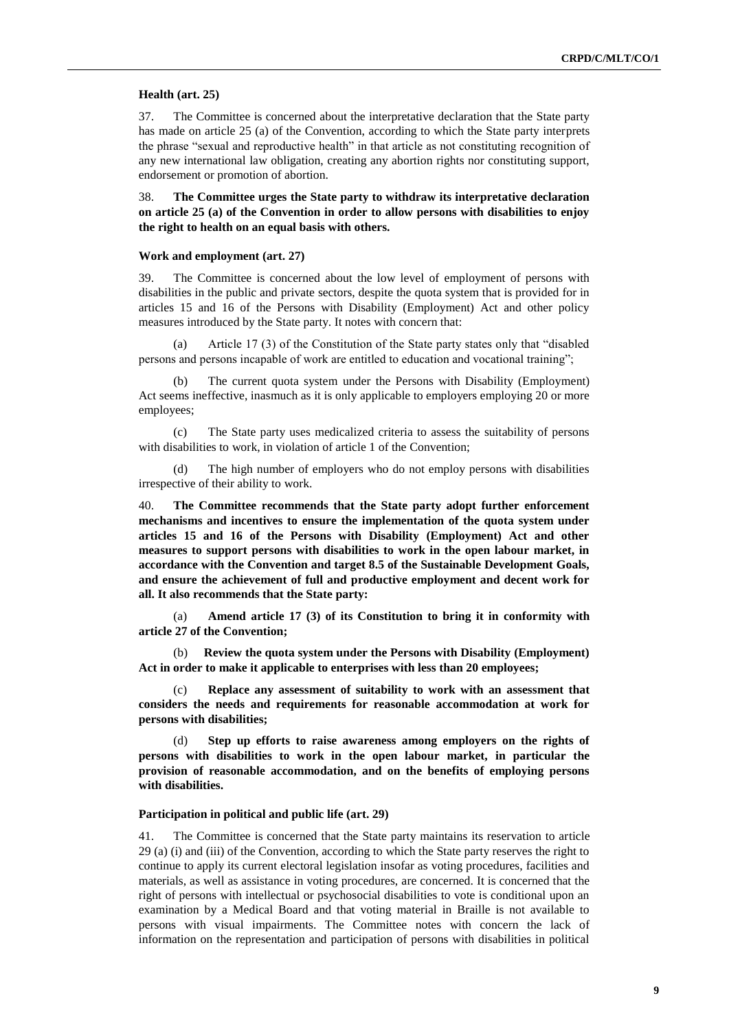### Health (art. 25)

37. The Committee is concerned about the interpretative declaration that the State party has made on article 25 (a) of the Convention, according to which the State party interprets the phrase "sexual and reproductive health" in that article as not constituting recognition of any new international law obligation, creating any abortion rights nor constituting support, endorsement or promotion of abortion.

38. **The Committee urges the State party to withdraw its interpretative declaration on article 25 (a) of the Convention in order to allow persons with disabilities to enjoy the right to health on an equal basis with others.**

### Work and employment (art. 27)

39. The Committee is concerned about the low level of employment of persons with disabilities in the public and private sectors, despite the quota system that is provided for in articles 15 and 16 of the Persons with Disability (Employment) Act and other policy measures introduced by the State party. It notes with concern that:

(a) Article 17 (3) of the Constitution of the State party states only that "disabled persons and persons incapable of work are entitled to education and vocational training";

(b) The current quota system under the Persons with Disability (Employment) Act seems ineffective, inasmuch as it is only applicable to employers employing 20 or more employees;

(c) The State party uses medicalized criteria to assess the suitability of persons with disabilities to work, in violation of article 1 of the Convention;

(d) The high number of employers who do not employ persons with disabilities irrespective of their ability to work.

40. **The Committee recommends that the State party adopt further enforcement mechanisms and incentives to ensure the implementation of the quota system under articles 15 and 16 of the Persons with Disability (Employment) Act and other measures to support persons with disabilities to work in the open labour market, in accordance with the Convention and target 8.5 of the Sustainable Development Goals, and ensure the achievement of full and productive employment and decent work for all. It also recommends that the State party:**

(a) **Amend article 17 (3) of its Constitution to bring it in conformity with article 27 of the Convention;**

(b) **Review the quota system under the Persons with Disability (Employment) Act in order to make it applicable to enterprises with less than 20 employees;**

(c) **Replace any assessment of suitability to work with an assessment that considers the needs and requirements for reasonable accommodation at work for persons with disabilities;**

(d) **Step up efforts to raise awareness among employers on the rights of persons with disabilities to work in the open labour market, in particular the provision of reasonable accommodation, and on the benefits of employing persons with disabilities.**

### Participation in political and public life (art. 29)

41. The Committee is concerned that the State party maintains its reservation to article 29 (a) (i) and (iii) of the Convention, according to which the State party reserves the right to continue to apply its current electoral legislation insofar as voting procedures, facilities and materials, as well as assistance in voting procedures, are concerned. It is concerned that the right of persons with intellectual or psychosocial disabilities to vote is conditional upon an examination by a Medical Board and that voting material in Braille is not available to persons with visual impairments. The Committee notes with concern the lack of information on the representation and participation of persons with disabilities in political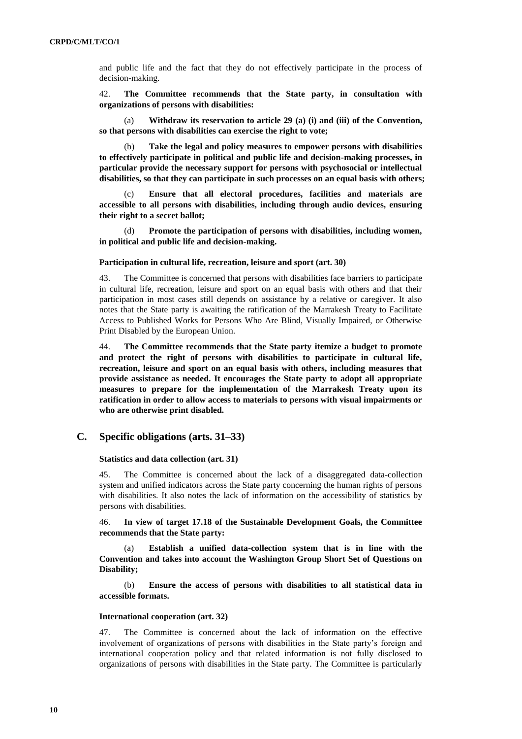and public life and the fact that they do not effectively participate in the process of decision-making.

42. **The Committee recommends that the State party, in consultation with organizations of persons with disabilities:**

(a) **Withdraw its reservation to article 29 (a) (i) and (iii) of the Convention, so that persons with disabilities can exercise the right to vote;**

(b) **Take the legal and policy measures to empower persons with disabilities to effectively participate in political and public life and decision-making processes, in particular provide the necessary support for persons with psychosocial or intellectual disabilities, so that they can participate in such processes on an equal basis with others;**

(c) **Ensure that all electoral procedures, facilities and materials are accessible to all persons with disabilities, including through audio devices, ensuring their right to a secret ballot;**

(d) **Promote the participation of persons with disabilities, including women, in political and public life and decision-making.**

#### Participation in cultural life, recreation, leisure and sport (art. 30)

43. The Committee is concerned that persons with disabilities face barriers to participate in cultural life, recreation, leisure and sport on an equal basis with others and that their participation in most cases still depends on assistance by a relative or caregiver. It also notes that the State party is awaiting the ratification of the Marrakesh Treaty to Facilitate Access to Published Works for Persons Who Are Blind, Visually Impaired, or Otherwise Print Disabled by the European Union.

44. **The Committee recommends that the State party itemize a budget to promote and protect the right of persons with disabilities to participate in cultural life, recreation, leisure and sport on an equal basis with others, including measures that provide assistance as needed. It encourages the State party to adopt all appropriate measures to prepare for the implementation of the Marrakesh Treaty upon its ratification in order to allow access to materials to persons with visual impairments or who are otherwise print disabled.**

## C. Specific obligations (arts. 31–33)

#### Statistics and data collection (art. 31)

45. The Committee is concerned about the lack of a disaggregated data-collection system and unified indicators across the State party concerning the human rights of persons with disabilities. It also notes the lack of information on the accessibility of statistics by persons with disabilities.

46. **In view of target 17.18 of the Sustainable Development Goals, the Committee recommends that the State party:**

(a) **Establish a unified data-collection system that is in line with the Convention and takes into account the Washington Group Short Set of Questions on Disability;**

(b) **Ensure the access of persons with disabilities to all statistical data in accessible formats.**

#### International cooperation (art. 32)

47. The Committee is concerned about the lack of information on the effective involvement of organizations of persons with disabilities in the State party's foreign and international cooperation policy and that related information is not fully disclosed to organizations of persons with disabilities in the State party. The Committee is particularly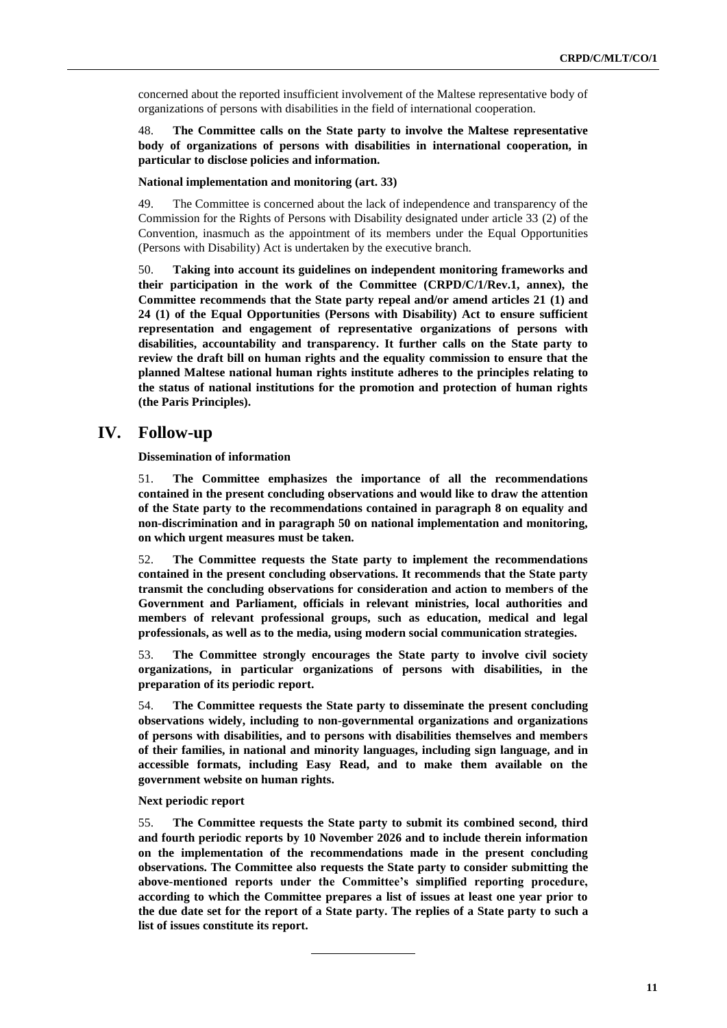concerned about the reported insufficient involvement of the Maltese representative body of organizations of persons with disabilities in the field of international cooperation.

48. **The Committee calls on the State party to involve the Maltese representative body of organizations of persons with disabilities in international cooperation, in particular to disclose policies and information.**

**National implementation and monitoring (art. 33)**

49. The Committee is concerned about the lack of independence and transparency of the Commission for the Rights of Persons with Disability designated under article 33 (2) of the Convention, inasmuch as the appointment of its members under the Equal Opportunities (Persons with Disability) Act is undertaken by the executive branch.

50. **Taking into account its guidelines on independent monitoring frameworks and their participation in the work of the Committee (CRPD/C/1/Rev.1, annex), the Committee recommends that the State party repeal and/or amend articles 21 (1) and 24 (1) of the Equal Opportunities (Persons with Disability) Act to ensure sufficient representation and engagement of representative organizations of persons with disabilities, accountability and transparency. It further calls on the State party to review the draft bill on human rights and the equality commission to ensure that the planned Maltese national human rights institute adheres to the principles relating to the status of national institutions for the promotion and protection of human rights (the Paris Principles).**

# IV. Follow-up

**Dissemination of information**

51. **The Committee emphasizes the importance of all the recommendations contained in the present concluding observations and would like to draw the attention of the State party to the recommendations contained in paragraph 8 on equality and non-discrimination and in paragraph 50 on national implementation and monitoring, on which urgent measures must be taken.**

52. **The Committee requests the State party to implement the recommendations contained in the present concluding observations. It recommends that the State party transmit the concluding observations for consideration and action to members of the Government and Parliament, officials in relevant ministries, local authorities and members of relevant professional groups, such as education, medical and legal professionals, as well as to the media, using modern social communication strategies.**

53. **The Committee strongly encourages the State party to involve civil society organizations, in particular organizations of persons with disabilities, in the preparation of its periodic report.**

54. **The Committee requests the State party to disseminate the present concluding observations widely, including to non-governmental organizations and organizations of persons with disabilities, and to persons with disabilities themselves and members of their families, in national and minority languages, including sign language, and in accessible formats, including Easy Read, and to make them available on the government website on human rights.**

**Next periodic report**

55. **The Committee requests the State party to submit its combined second, third and fourth periodic reports by 10 November 2026 and to include therein information on the implementation of the recommendations made in the present concluding observations. The Committee also requests the State party to consider submitting the above-mentioned reports under the Committee's simplified reporting procedure, according to which the Committee prepares a list of issues at least one year prior to the due date set for the report of a State party. The replies of a State party to such a list of issues constitute its report.**